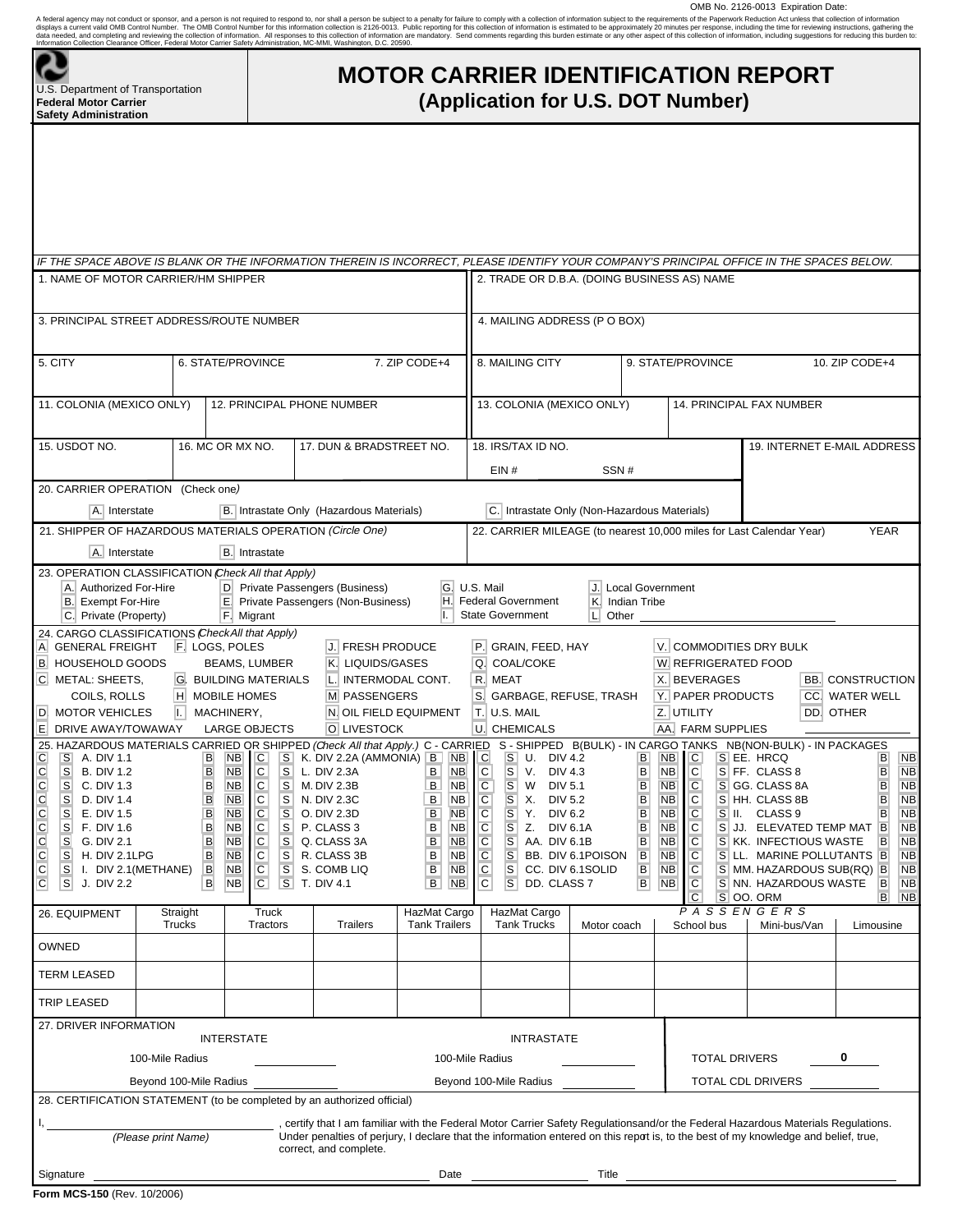OMB No. 2126-0013 Expiration Date:

A federal agency may not conduct or sponsor, and a person is not required to respond to, nor shall a person be subject to a penalty for failure to comply with a collection of information subject to the requirements of the Paperwork Reduction Act unless that collection of information displays a current valid OMB Control Number. The OMB Control Number for this information collection is 2126-0013. Public reporting for this collection of information is estimated to be approximately 20 minutes per response, including the time for reviewing instructions, gathering the data needed, and completing and reviewing the collection of information. All responses to this collection of information are mandatory. Send comments regarding this burden estimate or any other aspect of this collection of information, including suggestions for reducing this burden to: Information Collection Clearance Officer, Federal Motor Carrier Safety Administration, MC-MMI, Washington, D.C. 20590.

U.S. Department of Transportation
**Federal Motor Carrier Safety Administration**

# MOTOR CARRIER IDENTIFICATION REPORT
## (Application for U.S. DOT Number)

*IF THE SPACE ABOVE IS BLANK OR THE INFORMATION THEREIN IS INCORRECT, PLEASE IDENTIFY YOUR COMPANY'S PRINCIPAL OFFICE IN THE SPACES BELOW.*

| 1. NAME OF MOTOR CARRIER/HM SHIPPER | 2. TRADE OR D.B.A. (DOING BUSINESS AS) NAME |
|---|---|
| 3. PRINCIPAL STREET ADDRESS/ROUTE NUMBER | 4. MAILING ADDRESS (P O BOX) |

| 5. CITY | 6. STATE/PROVINCE | 7. ZIP CODE+4 | 8. MAILING CITY | 9. STATE/PROVINCE | 10. ZIP CODE+4 |
|---|---|---|---|---|---|

| 11. COLONIA (MEXICO ONLY) | 12. PRINCIPAL PHONE NUMBER | 13. COLONIA (MEXICO ONLY) | 14. PRINCIPAL FAX NUMBER |
|---|---|---|---|

| 15. USDOT NO. | 16. MC OR MX NO. | 17. DUN & BRADSTREET NO. | 18. IRS/TAX ID NO. EIN # SSN # | 19. INTERNET E-MAIL ADDRESS |
|---|---|---|---|---|

20. CARRIER OPERATION (Check one)

A. Interstate | B. Intrastate Only (Hazardous Materials) | C. Intrastate Only (Non-Hazardous Materials)

21. SHIPPER OF HAZARDOUS MATERIALS OPERATION *(Circle One)*

A. Interstate | B. Intrastate

22. CARRIER MILEAGE (to nearest 10,000 miles for Last Calendar Year) YEAR

23. OPERATION CLASSIFICATION *(Check All that Apply)*

| | | | |
|---|---|---|---|
| A. Authorized For-Hire | D. Private Passengers (Business) | G. U.S. Mail | J. Local Government |
| B. Exempt For-Hire | E. Private Passengers (Non-Business) | H. Federal Government | K. Indian Tribe |
| C. Private (Property) | F. Migrant | I. State Government | L. Other ______ |

24. CARGO CLASSIFICATIONS *(Check All that Apply)*

| | | | | | |
|---|---|---|---|---|---|
| A. GENERAL FREIGHT | F. LOGS, POLES, BEAMS, LUMBER | J. FRESH PRODUCE | P. GRAIN, FEED, HAY | V. COMMODITIES DRY BULK | |
| B. HOUSEHOLD GOODS | G. BUILDING MATERIALS | K. LIQUIDS/GASES | Q. COAL/COKE | W. REFRIGERATED FOOD | |
| C. METAL: SHEETS, COILS, ROLLS | H. MOBILE HOMES | L. INTERMODAL CONT. | R. MEAT | X. BEVERAGES | BB. CONSTRUCTION |
| D. MOTOR VEHICLES | I. MACHINERY, LARGE OBJECTS | M. PASSENGERS | S. GARBAGE, REFUSE, TRASH | Y. PAPER PRODUCTS | CC. WATER WELL |
| E. DRIVE AWAY/TOWAWAY | | N. OIL FIELD EQUIPMENT | T. U.S. MAIL | Z. UTILITY | DD. OTHER ______ |
| | | O. LIVESTOCK | U. CHEMICALS | AA. FARM SUPPLIES | |

25. HAZARDOUS MATERIALS CARRIED OR SHIPPED *(Check All that Apply.)* C - CARRIED S - SHIPPED B(BULK) - IN CARGO TANKS NB(NON-BULK) - IN PACKAGES

| | | | | | | | |
|---|---|---|---|---|---|---|---|
| C S | A. DIV 1.1 B NB | C S | K. DIV 2.2A (AMMONIA) B NB | C S | U. DIV 4.2 B NB | C S | EE. HRCQ B NB |
| C S | B. DIV 1.2 B NB | C S | L. DIV 2.3A B NB | C S | V. DIV 4.3 B NB | C S | FF. CLASS 8 B NB |
| C S | C. DIV 1.3 B NB | C S | M. DIV 2.3B B NB | C S | W DIV 5.1 B NB | C S | GG. CLASS 8A B NB |
| C S | D. DIV 1.4 B NB | C S | N. DIV 2.3C B NB | C S | X. DIV 5.2 B NB | C S | HH. CLASS 8B B NB |
| C S | E. DIV 1.5 B NB | C S | O. DIV 2.3D B NB | C S | Y. DIV 6.2 B NB | C S | II. CLASS 9 B NB |
| C S | F. DIV 1.6 B NB | C S | P. CLASS 3 B NB | C S | Z. DIV 6.1A B NB | C S | JJ. ELEVATED TEMP MAT B NB |
| C S | G. DIV 2.1 B NB | C S | Q. CLASS 3A B NB | C S | AA. DIV 6.1B B NB | C S | KK. INFECTIOUS WASTE B NB |
| C S | H. DIV 2.1LPG B NB | C S | R. CLASS 3B B NB | C S | BB. DIV 6.1POISON B NB | C S | LL. MARINE POLLUTANTS B NB |
| C S | I. DIV 2.1(METHANE) B NB | C S | S. COMB LIQ B NB | C S | CC. DIV 6.1SOLID B NB | C S | MM. HAZARDOUS SUB(RQ) B NB |
| C S | J. DIV 2.2 B NB | C S | T. DIV 4.1 B NB | C S | DD. CLASS 7 B NB | C S | NN. HAZARDOUS WASTE B NB |
| | | | | | | C S | OO. ORM B NB |

| 26. EQUIPMENT | Straight Trucks | Truck Tractors | Trailers | HazMat Cargo Tank Trailers | HazMat Cargo Tank Trucks | Motor coach | PASSENGERS School bus | Mini-bus/Van | Limousine |
|---|---|---|---|---|---|---|---|---|---|
| OWNED | | | | | | | | | |
| TERM LEASED | | | | | | | | | |
| TRIP LEASED | | | | | | | | | |

27. DRIVER INFORMATION

| INTERSTATE | | INTRASTATE | | | |
|---|---|---|---|---|---|
| 100-Mile Radius | ______ | 100-Mile Radius | ______ | TOTAL DRIVERS | 0 |
| Beyond 100-Mile Radius | ______ | Beyond 100-Mile Radius | ______ | TOTAL CDL DRIVERS | ______ |

28. CERTIFICATION STATEMENT (to be completed by an authorized official)

I, ______________________ *(Please print Name)*, certify that I am familiar with the Federal Motor Carrier Safety Regulationsand/or the Federal Hazardous Materials Regulations. Under penalties of perjury, I declare that the information entered on this report is, to the best of my knowledge and belief, true, correct, and complete.

Signature ______________________ Date ______________ Title ______________________

**Form MCS-150** (Rev. 10/2006)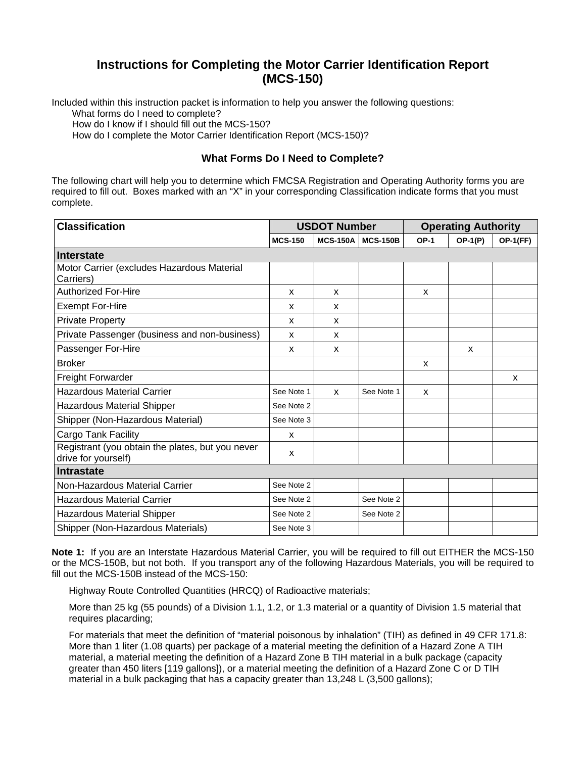# Instructions for Completing the Motor Carrier Identification Report (MCS-150)

Included within this instruction packet is information to help you answer the following questions:

What forms do I need to complete?
How do I know if I should fill out the MCS-150?
How do I complete the Motor Carrier Identification Report (MCS-150)?

## What Forms Do I Need to Complete?

The following chart will help you to determine which FMCSA Registration and Operating Authority forms you are required to fill out. Boxes marked with an "X" in your corresponding Classification indicate forms that you must complete.

| Classification | USDOT Number | | | Operating Authority | | |
|---|---|---|---|---|---|---|
| | MCS-150 | MCS-150A | MCS-150B | OP-1 | OP-1(P) | OP-1(FF) |
| **Interstate** | | | | | | |
| Motor Carrier (excludes Hazardous Material Carriers) | | | | | | |
| Authorized For-Hire | x | x | | x | | |
| Exempt For-Hire | x | x | | | | |
| Private Property | x | x | | | | |
| Private Passenger (business and non-business) | x | x | | | | |
| Passenger For-Hire | x | x | | | x | |
| Broker | | | | x | | |
| Freight Forwarder | | | | | | x |
| Hazardous Material Carrier | See Note 1 | x | See Note 1 | x | | |
| Hazardous Material Shipper | See Note 2 | | | | | |
| Shipper (Non-Hazardous Material) | See Note 3 | | | | | |
| Cargo Tank Facility | x | | | | | |
| Registrant (you obtain the plates, but you never drive for yourself) | x | | | | | |
| **Intrastate** | | | | | | |
| Non-Hazardous Material Carrier | See Note 2 | | | | | |
| Hazardous Material Carrier | See Note 2 | | See Note 2 | | | |
| Hazardous Material Shipper | See Note 2 | | See Note 2 | | | |
| Shipper (Non-Hazardous Materials) | See Note 3 | | | | | |

**Note 1:** If you are an Interstate Hazardous Material Carrier, you will be required to fill out EITHER the MCS-150 or the MCS-150B, but not both. If you transport any of the following Hazardous Materials, you will be required to fill out the MCS-150B instead of the MCS-150:

Highway Route Controlled Quantities (HRCQ) of Radioactive materials;

More than 25 kg (55 pounds) of a Division 1.1, 1.2, or 1.3 material or a quantity of Division 1.5 material that requires placarding;

For materials that meet the definition of "material poisonous by inhalation" (TIH) as defined in 49 CFR 171.8: More than 1 liter (1.08 quarts) per package of a material meeting the definition of a Hazard Zone A TIH material, a material meeting the definition of a Hazard Zone B TIH material in a bulk package (capacity greater than 450 liters [119 gallons]), or a material meeting the definition of a Hazard Zone C or D TIH material in a bulk packaging that has a capacity greater than 13,248 L (3,500 gallons);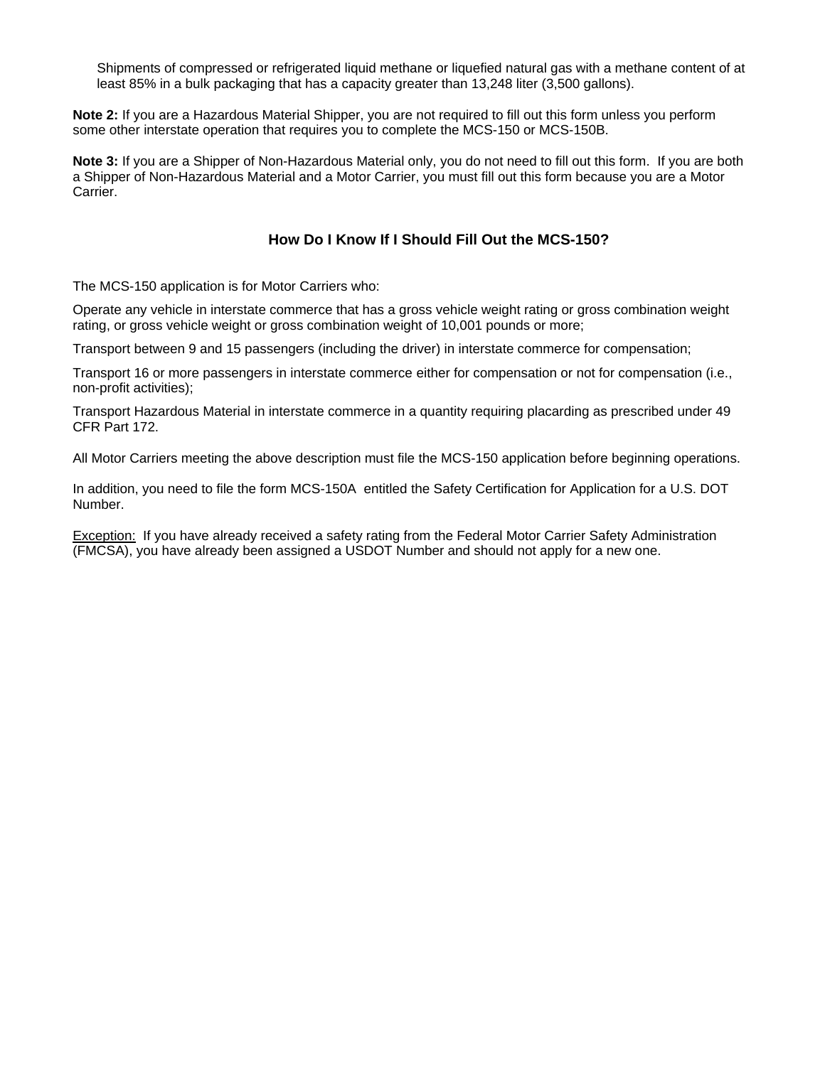Shipments of compressed or refrigerated liquid methane or liquefied natural gas with a methane content of at least 85% in a bulk packaging that has a capacity greater than 13,248 liter (3,500 gallons).

**Note 2:** If you are a Hazardous Material Shipper, you are not required to fill out this form unless you perform some other interstate operation that requires you to complete the MCS-150 or MCS-150B.

**Note 3:** If you are a Shipper of Non-Hazardous Material only, you do not need to fill out this form. If you are both a Shipper of Non-Hazardous Material and a Motor Carrier, you must fill out this form because you are a Motor Carrier.

## How Do I Know If I Should Fill Out the MCS-150?

The MCS-150 application is for Motor Carriers who:

Operate any vehicle in interstate commerce that has a gross vehicle weight rating or gross combination weight rating, or gross vehicle weight or gross combination weight of 10,001 pounds or more;

Transport between 9 and 15 passengers (including the driver) in interstate commerce for compensation;

Transport 16 or more passengers in interstate commerce either for compensation or not for compensation (i.e., non-profit activities);

Transport Hazardous Material in interstate commerce in a quantity requiring placarding as prescribed under 49 CFR Part 172.

All Motor Carriers meeting the above description must file the MCS-150 application before beginning operations.

In addition, you need to file the form MCS-150A entitled the Safety Certification for Application for a U.S. DOT Number.

Exception: If you have already received a safety rating from the Federal Motor Carrier Safety Administration (FMCSA), you have already been assigned a USDOT Number and should not apply for a new one.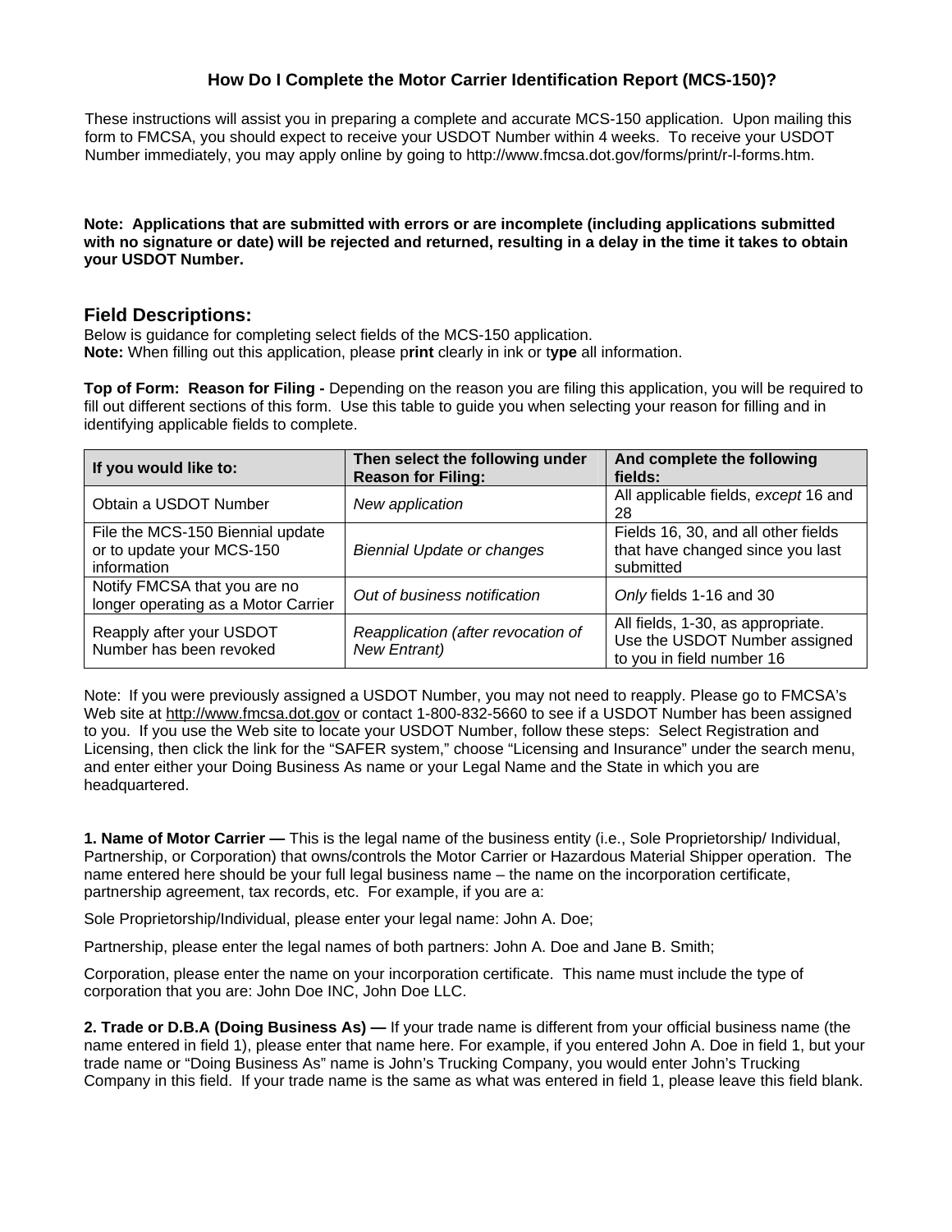# How Do I Complete the Motor Carrier Identification Report (MCS-150)?

These instructions will assist you in preparing a complete and accurate MCS-150 application. Upon mailing this form to FMCSA, you should expect to receive your USDOT Number within 4 weeks. To receive your USDOT Number immediately, you may apply online by going to http://www.fmcsa.dot.gov/forms/print/r-l-forms.htm.

**Note: Applications that are submitted with errors or are incomplete (including applications submitted with no signature or date) will be rejected and returned, resulting in a delay in the time it takes to obtain your USDOT Number.**

## Field Descriptions:

Below is guidance for completing select fields of the MCS-150 application.
**Note:** When filling out this application, please p**rint** clearly in ink or t**ype** all information.

**Top of Form: Reason for Filing -** Depending on the reason you are filing this application, you will be required to fill out different sections of this form. Use this table to guide you when selecting your reason for filling and in identifying applicable fields to complete.

| If you would like to: | Then select the following under Reason for Filing: | And complete the following fields: |
|---|---|---|
| Obtain a USDOT Number | *New application* | All applicable fields, *except* 16 and 28 |
| File the MCS-150 Biennial update or to update your MCS-150 information | *Biennial Update or changes* | Fields 16, 30, and all other fields that have changed since you last submitted |
| Notify FMCSA that you are no longer operating as a Motor Carrier | *Out of business notification* | *Only* fields 1-16 and 30 |
| Reapply after your USDOT Number has been revoked | *Reapplication (after revocation of New Entrant)* | All fields, 1-30, as appropriate. Use the USDOT Number assigned to you in field number 16 |

Note: If you were previously assigned a USDOT Number, you may not need to reapply. Please go to FMCSA's Web site at http://www.fmcsa.dot.gov or contact 1-800-832-5660 to see if a USDOT Number has been assigned to you. If you use the Web site to locate your USDOT Number, follow these steps: Select Registration and Licensing, then click the link for the "SAFER system," choose "Licensing and Insurance" under the search menu, and enter either your Doing Business As name or your Legal Name and the State in which you are headquartered.

**1. Name of Motor Carrier —** This is the legal name of the business entity (i.e., Sole Proprietorship/ Individual, Partnership, or Corporation) that owns/controls the Motor Carrier or Hazardous Material Shipper operation. The name entered here should be your full legal business name – the name on the incorporation certificate, partnership agreement, tax records, etc. For example, if you are a:

Sole Proprietorship/Individual, please enter your legal name: John A. Doe;

Partnership, please enter the legal names of both partners: John A. Doe and Jane B. Smith;

Corporation, please enter the name on your incorporation certificate. This name must include the type of corporation that you are: John Doe INC, John Doe LLC.

**2. Trade or D.B.A (Doing Business As) —** If your trade name is different from your official business name (the name entered in field 1), please enter that name here. For example, if you entered John A. Doe in field 1, but your trade name or "Doing Business As" name is John's Trucking Company, you would enter John's Trucking Company in this field. If your trade name is the same as what was entered in field 1, please leave this field blank.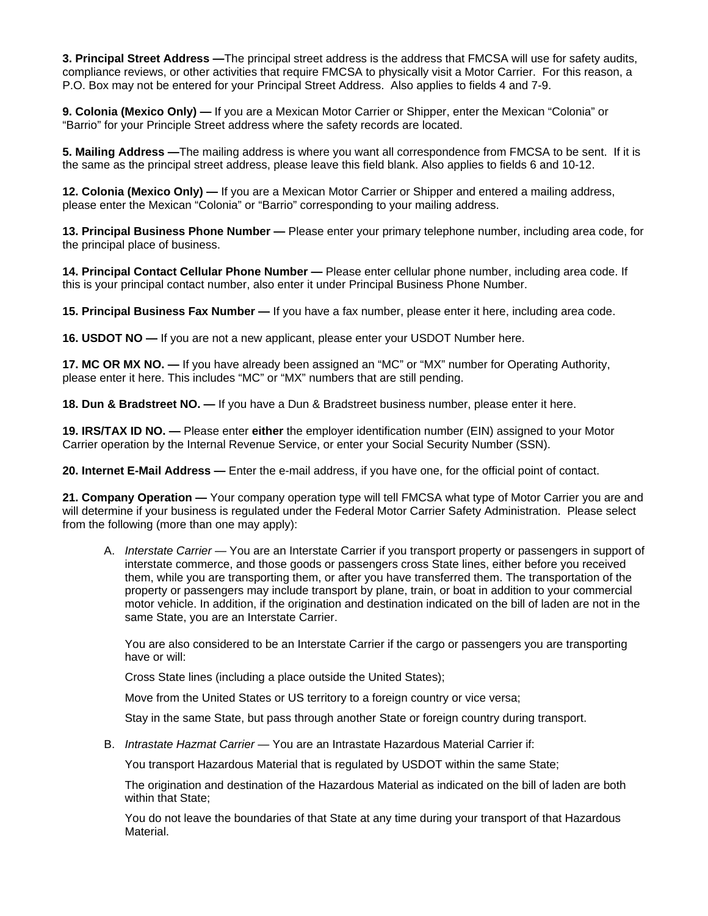**3. Principal Street Address —**The principal street address is the address that FMCSA will use for safety audits, compliance reviews, or other activities that require FMCSA to physically visit a Motor Carrier. For this reason, a P.O. Box may not be entered for your Principal Street Address. Also applies to fields 4 and 7-9.

**9. Colonia (Mexico Only) —** If you are a Mexican Motor Carrier or Shipper, enter the Mexican “Colonia” or “Barrio” for your Principle Street address where the safety records are located.

**5. Mailing Address —**The mailing address is where you want all correspondence from FMCSA to be sent. If it is the same as the principal street address, please leave this field blank. Also applies to fields 6 and 10-12.

**12. Colonia (Mexico Only) —** If you are a Mexican Motor Carrier or Shipper and entered a mailing address, please enter the Mexican “Colonia” or “Barrio” corresponding to your mailing address.

**13. Principal Business Phone Number —** Please enter your primary telephone number, including area code, for the principal place of business.

**14. Principal Contact Cellular Phone Number —** Please enter cellular phone number, including area code. If this is your principal contact number, also enter it under Principal Business Phone Number.

**15. Principal Business Fax Number —** If you have a fax number, please enter it here, including area code.

**16. USDOT NO —** If you are not a new applicant, please enter your USDOT Number here.

**17. MC OR MX NO. —** If you have already been assigned an “MC” or “MX” number for Operating Authority, please enter it here. This includes “MC” or “MX” numbers that are still pending.

**18. Dun & Bradstreet NO. —** If you have a Dun & Bradstreet business number, please enter it here.

**19. IRS/TAX ID NO. —** Please enter **either** the employer identification number (EIN) assigned to your Motor Carrier operation by the Internal Revenue Service, or enter your Social Security Number (SSN).

**20. Internet E-Mail Address —** Enter the e-mail address, if you have one, for the official point of contact.

**21. Company Operation —** Your company operation type will tell FMCSA what type of Motor Carrier you are and will determine if your business is regulated under the Federal Motor Carrier Safety Administration. Please select from the following (more than one may apply):

A. *Interstate Carrier* — You are an Interstate Carrier if you transport property or passengers in support of interstate commerce, and those goods or passengers cross State lines, either before you received them, while you are transporting them, or after you have transferred them. The transportation of the property or passengers may include transport by plane, train, or boat in addition to your commercial motor vehicle. In addition, if the origination and destination indicated on the bill of laden are not in the same State, you are an Interstate Carrier.

   You are also considered to be an Interstate Carrier if the cargo or passengers you are transporting have or will:

   Cross State lines (including a place outside the United States);

   Move from the United States or US territory to a foreign country or vice versa;

   Stay in the same State, but pass through another State or foreign country during transport.

B. *Intrastate Hazmat Carrier* — You are an Intrastate Hazardous Material Carrier if:

   You transport Hazardous Material that is regulated by USDOT within the same State;

   The origination and destination of the Hazardous Material as indicated on the bill of laden are both within that State;

   You do not leave the boundaries of that State at any time during your transport of that Hazardous Material.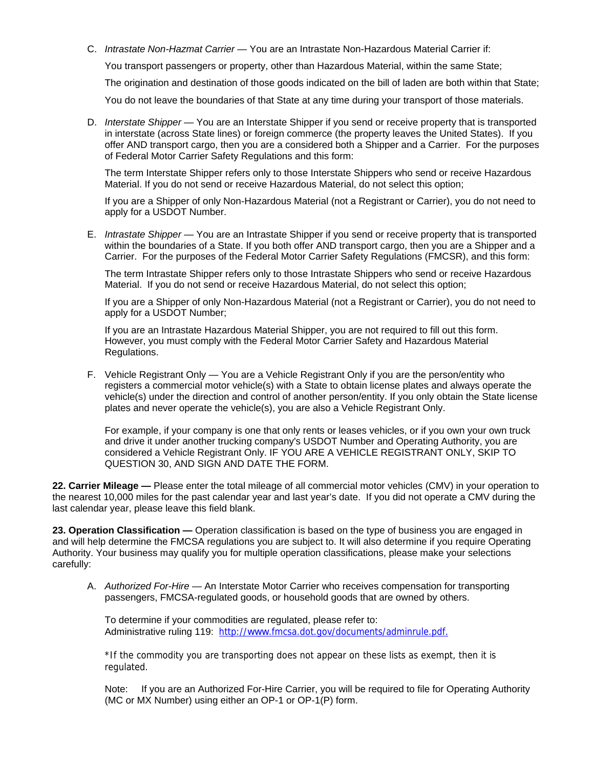C. *Intrastate Non-Hazmat Carrier* — You are an Intrastate Non-Hazardous Material Carrier if:

   You transport passengers or property, other than Hazardous Material, within the same State;

   The origination and destination of those goods indicated on the bill of laden are both within that State;

   You do not leave the boundaries of that State at any time during your transport of those materials.

D. *Interstate Shipper* — You are an Interstate Shipper if you send or receive property that is transported in interstate (across State lines) or foreign commerce (the property leaves the United States). If you offer AND transport cargo, then you are a considered both a Shipper and a Carrier. For the purposes of Federal Motor Carrier Safety Regulations and this form:

   The term Interstate Shipper refers only to those Interstate Shippers who send or receive Hazardous Material. If you do not send or receive Hazardous Material, do not select this option;

   If you are a Shipper of only Non-Hazardous Material (not a Registrant or Carrier), you do not need to apply for a USDOT Number.

E. *Intrastate Shipper* — You are an Intrastate Shipper if you send or receive property that is transported within the boundaries of a State. If you both offer AND transport cargo, then you are a Shipper and a Carrier. For the purposes of the Federal Motor Carrier Safety Regulations (FMCSR), and this form:

   The term Intrastate Shipper refers only to those Intrastate Shippers who send or receive Hazardous Material. If you do not send or receive Hazardous Material, do not select this option;

   If you are a Shipper of only Non-Hazardous Material (not a Registrant or Carrier), you do not need to apply for a USDOT Number;

   If you are an Intrastate Hazardous Material Shipper, you are not required to fill out this form. However, you must comply with the Federal Motor Carrier Safety and Hazardous Material Regulations.

F. Vehicle Registrant Only — You are a Vehicle Registrant Only if you are the person/entity who registers a commercial motor vehicle(s) with a State to obtain license plates and always operate the vehicle(s) under the direction and control of another person/entity. If you only obtain the State license plates and never operate the vehicle(s), you are also a Vehicle Registrant Only.

   For example, if your company is one that only rents or leases vehicles, or if you own your own truck and drive it under another trucking company's USDOT Number and Operating Authority, you are considered a Vehicle Registrant Only. IF YOU ARE A VEHICLE REGISTRANT ONLY, SKIP TO QUESTION 30, AND SIGN AND DATE THE FORM.

**22. Carrier Mileage —** Please enter the total mileage of all commercial motor vehicles (CMV) in your operation to the nearest 10,000 miles for the past calendar year and last year's date. If you did not operate a CMV during the last calendar year, please leave this field blank.

**23. Operation Classification —** Operation classification is based on the type of business you are engaged in and will help determine the FMCSA regulations you are subject to. It will also determine if you require Operating Authority. Your business may qualify you for multiple operation classifications, please make your selections carefully:

A. *Authorized For-Hire* — An Interstate Motor Carrier who receives compensation for transporting passengers, FMCSA-regulated goods, or household goods that are owned by others.

   To determine if your commodities are regulated, please refer to:
   Administrative ruling 119: http://www.fmcsa.dot.gov/documents/adminrule.pdf.

   *If the commodity you are transporting does not appear on these lists as exempt, then it is regulated.

   Note: If you are an Authorized For-Hire Carrier, you will be required to file for Operating Authority (MC or MX Number) using either an OP-1 or OP-1(P) form.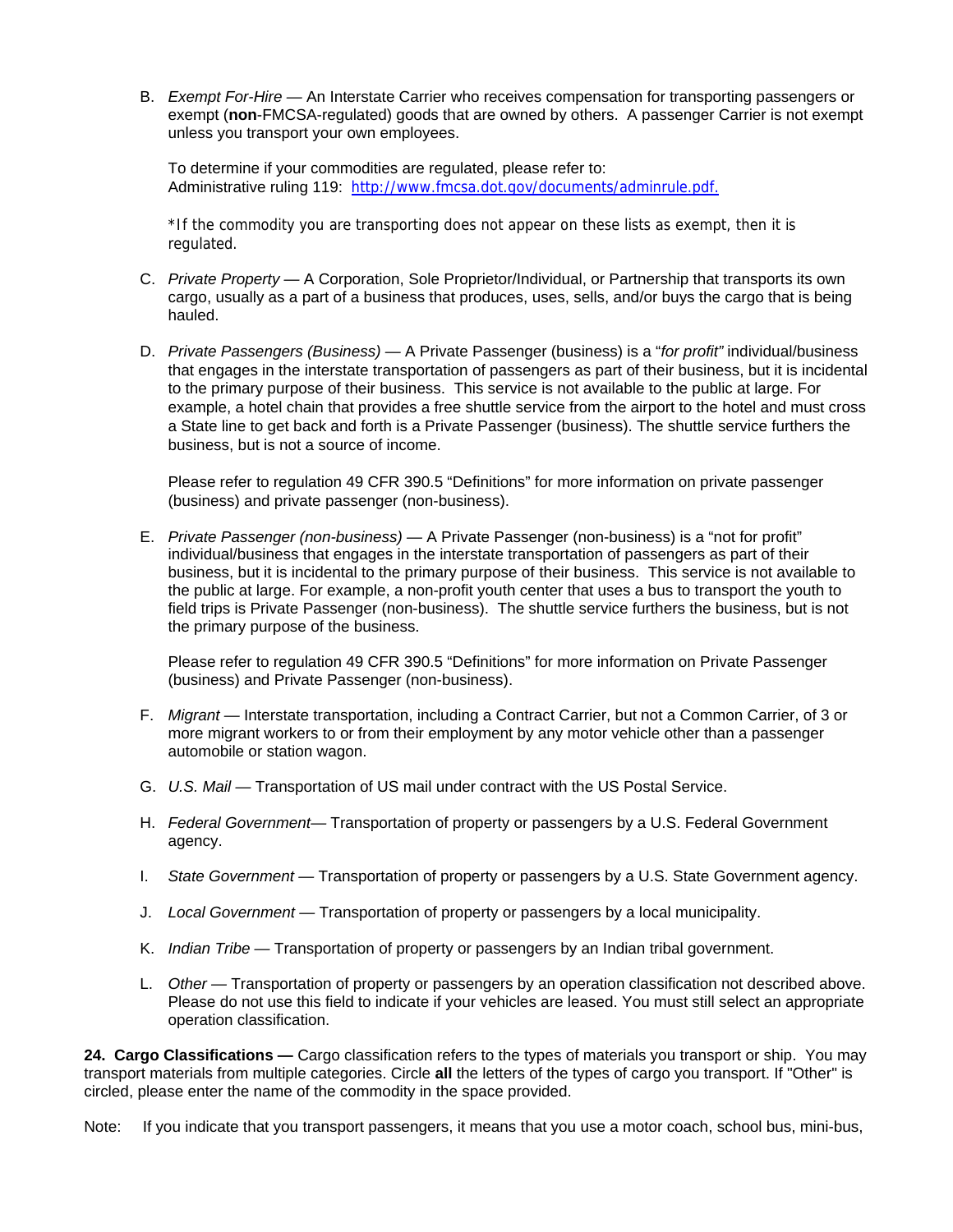B. *Exempt For-Hire* — An Interstate Carrier who receives compensation for transporting passengers or exempt (**non**-FMCSA-regulated) goods that are owned by others. A passenger Carrier is not exempt unless you transport your own employees.

   To determine if your commodities are regulated, please refer to:
   Administrative ruling 119: http://www.fmcsa.dot.gov/documents/adminrule.pdf.

   *If the commodity you are transporting does not appear on these lists as exempt, then it is regulated.

C. *Private Property* — A Corporation, Sole Proprietor/Individual, or Partnership that transports its own cargo, usually as a part of a business that produces, uses, sells, and/or buys the cargo that is being hauled.

D. *Private Passengers (Business)* — A Private Passenger (business) is a "*for profit"* individual/business that engages in the interstate transportation of passengers as part of their business, but it is incidental to the primary purpose of their business. This service is not available to the public at large. For example, a hotel chain that provides a free shuttle service from the airport to the hotel and must cross a State line to get back and forth is a Private Passenger (business). The shuttle service furthers the business, but is not a source of income.

   Please refer to regulation 49 CFR 390.5 "Definitions" for more information on private passenger (business) and private passenger (non-business).

E. *Private Passenger (non-business)* — A Private Passenger (non-business) is a "not for profit" individual/business that engages in the interstate transportation of passengers as part of their business, but it is incidental to the primary purpose of their business. This service is not available to the public at large. For example, a non-profit youth center that uses a bus to transport the youth to field trips is Private Passenger (non-business). The shuttle service furthers the business, but is not the primary purpose of the business.

   Please refer to regulation 49 CFR 390.5 "Definitions" for more information on Private Passenger (business) and Private Passenger (non-business).

F. *Migrant* — Interstate transportation, including a Contract Carrier, but not a Common Carrier, of 3 or more migrant workers to or from their employment by any motor vehicle other than a passenger automobile or station wagon.

G. *U.S. Mail* — Transportation of US mail under contract with the US Postal Service.

H. *Federal Government*— Transportation of property or passengers by a U.S. Federal Government agency.

I. *State Government* — Transportation of property or passengers by a U.S. State Government agency.

J. *Local Government* — Transportation of property or passengers by a local municipality.

K. *Indian Tribe* — Transportation of property or passengers by an Indian tribal government.

L. *Other* — Transportation of property or passengers by an operation classification not described above. Please do not use this field to indicate if your vehicles are leased. You must still select an appropriate operation classification.

**24. Cargo Classifications —** Cargo classification refers to the types of materials you transport or ship. You may transport materials from multiple categories. Circle **all** the letters of the types of cargo you transport. If "Other" is circled, please enter the name of the commodity in the space provided.

Note: If you indicate that you transport passengers, it means that you use a motor coach, school bus, mini-bus,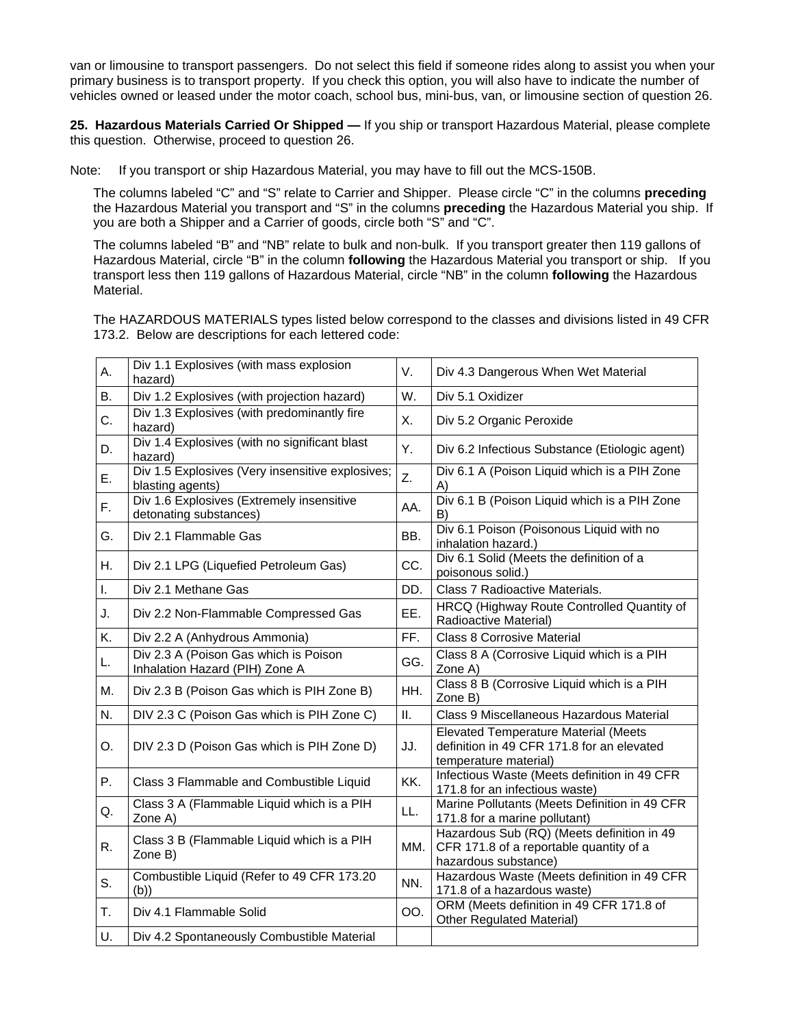van or limousine to transport passengers. Do not select this field if someone rides along to assist you when your primary business is to transport property. If you check this option, you will also have to indicate the number of vehicles owned or leased under the motor coach, school bus, mini-bus, van, or limousine section of question 26.

**25. Hazardous Materials Carried Or Shipped —** If you ship or transport Hazardous Material, please complete this question. Otherwise, proceed to question 26.

Note: If you transport or ship Hazardous Material, you may have to fill out the MCS-150B.

The columns labeled "C" and "S" relate to Carrier and Shipper. Please circle "C" in the columns **preceding** the Hazardous Material you transport and "S" in the columns **preceding** the Hazardous Material you ship. If you are both a Shipper and a Carrier of goods, circle both "S" and "C".

The columns labeled "B" and "NB" relate to bulk and non-bulk. If you transport greater then 119 gallons of Hazardous Material, circle "B" in the column **following** the Hazardous Material you transport or ship. If you transport less then 119 gallons of Hazardous Material, circle "NB" in the column **following** the Hazardous Material.

The HAZARDOUS MATERIALS types listed below correspond to the classes and divisions listed in 49 CFR 173.2. Below are descriptions for each lettered code:

| | | | |
|---|---|---|---|
| A. | Div 1.1 Explosives (with mass explosion hazard) | V. | Div 4.3 Dangerous When Wet Material |
| B. | Div 1.2 Explosives (with projection hazard) | W. | Div 5.1 Oxidizer |
| C. | Div 1.3 Explosives (with predominantly fire hazard) | X. | Div 5.2 Organic Peroxide |
| D. | Div 1.4 Explosives (with no significant blast hazard) | Y. | Div 6.2 Infectious Substance (Etiologic agent) |
| E. | Div 1.5 Explosives (Very insensitive explosives; blasting agents) | Z. | Div 6.1 A (Poison Liquid which is a PIH Zone A) |
| F. | Div 1.6 Explosives (Extremely insensitive detonating substances) | AA. | Div 6.1 B (Poison Liquid which is a PIH Zone B) |
| G. | Div 2.1 Flammable Gas | BB. | Div 6.1 Poison (Poisonous Liquid with no inhalation hazard.) |
| H. | Div 2.1 LPG (Liquefied Petroleum Gas) | CC. | Div 6.1 Solid (Meets the definition of a poisonous solid.) |
| I. | Div 2.1 Methane Gas | DD. | Class 7 Radioactive Materials. |
| J. | Div 2.2 Non-Flammable Compressed Gas | EE. | HRCQ (Highway Route Controlled Quantity of Radioactive Material) |
| K. | Div 2.2 A (Anhydrous Ammonia) | FF. | Class 8 Corrosive Material |
| L. | Div 2.3 A (Poison Gas which is Poison Inhalation Hazard (PIH) Zone A | GG. | Class 8 A (Corrosive Liquid which is a PIH Zone A) |
| M. | Div 2.3 B (Poison Gas which is PIH Zone B) | HH. | Class 8 B (Corrosive Liquid which is a PIH Zone B) |
| N. | DIV 2.3 C (Poison Gas which is PIH Zone C) | II. | Class 9 Miscellaneous Hazardous Material |
| O. | DIV 2.3 D (Poison Gas which is PIH Zone D) | JJ. | Elevated Temperature Material (Meets definition in 49 CFR 171.8 for an elevated temperature material) |
| P. | Class 3 Flammable and Combustible Liquid | KK. | Infectious Waste (Meets definition in 49 CFR 171.8 for an infectious waste) |
| Q. | Class 3 A (Flammable Liquid which is a PIH Zone A) | LL. | Marine Pollutants (Meets Definition in 49 CFR 171.8 for a marine pollutant) |
| R. | Class 3 B (Flammable Liquid which is a PIH Zone B) | MM. | Hazardous Sub (RQ) (Meets definition in 49 CFR 171.8 of a reportable quantity of a hazardous substance) |
| S. | Combustible Liquid (Refer to 49 CFR 173.20 (b)) | NN. | Hazardous Waste (Meets definition in 49 CFR 171.8 of a hazardous waste) |
| T. | Div 4.1 Flammable Solid | OO. | ORM (Meets definition in 49 CFR 171.8 of Other Regulated Material) |
| U. | Div 4.2 Spontaneously Combustible Material | | |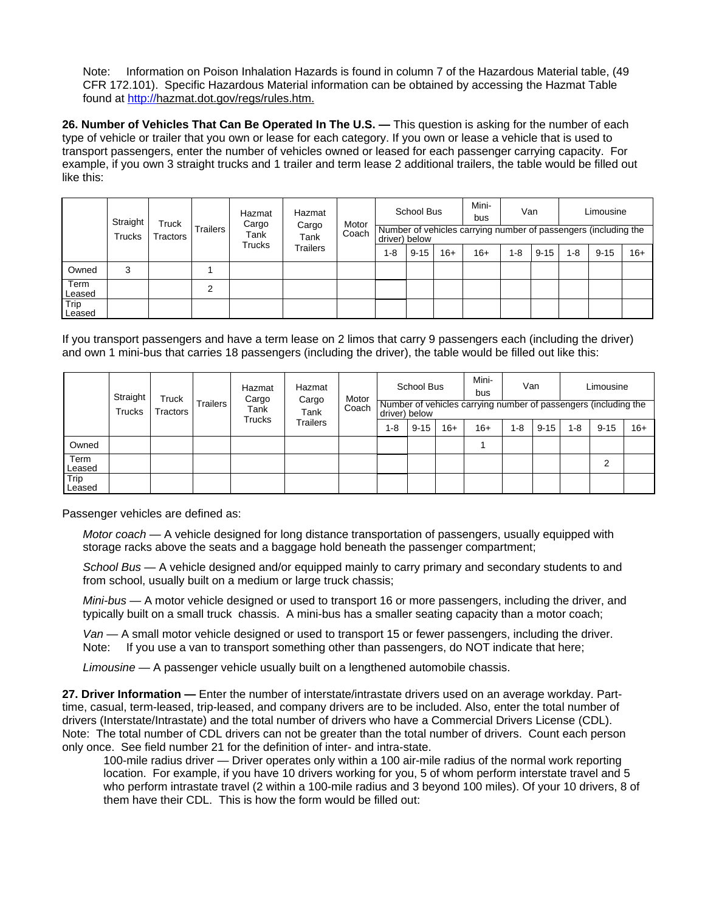Note: Information on Poison Inhalation Hazards is found in column 7 of the Hazardous Material table, (49 CFR 172.101). Specific Hazardous Material information can be obtained by accessing the Hazmat Table found at http://hazmat.dot.gov/regs/rules.htm.

**26. Number of Vehicles That Can Be Operated In The U.S. —** This question is asking for the number of each type of vehicle or trailer that you own or lease for each category. If you own or lease a vehicle that is used to transport passengers, enter the number of vehicles owned or leased for each passenger carrying capacity. For example, if you own 3 straight trucks and 1 trailer and term lease 2 additional trailers, the table would be filled out like this:

| | Straight Trucks | Truck Tractors | Trailers | Hazmat Cargo Tank Trucks | Hazmat Cargo Tank Trailers | Motor Coach | School Bus | | | Mini-bus | Van | | Limousine | | |
|---|---|---|---|---|---|---|---|---|---|---|---|---|---|---|---|
| | | | | | | | Number of vehicles carrying number of passengers (including the driver) below | | | | | | | | |
| | | | | | | | 1-8 | 9-15 | 16+ | 16+ | 1-8 | 9-15 | 1-8 | 9-15 | 16+ |
| Owned | 3 | | 1 | | | | | | | | | | | | |
| Term Leased | | | 2 | | | | | | | | | | | | |
| Trip Leased | | | | | | | | | | | | | | | |

If you transport passengers and have a term lease on 2 limos that carry 9 passengers each (including the driver) and own 1 mini-bus that carries 18 passengers (including the driver), the table would be filled out like this:

| | Straight Trucks | Truck Tractors | Trailers | Hazmat Cargo Tank Trucks | Hazmat Cargo Tank Trailers | Motor Coach | School Bus | | | Mini-bus | Van | | Limousine | | |
|---|---|---|---|---|---|---|---|---|---|---|---|---|---|---|---|
| | | | | | | | Number of vehicles carrying number of passengers (including the driver) below | | | | | | | | |
| | | | | | | | 1-8 | 9-15 | 16+ | 16+ | 1-8 | 9-15 | 1-8 | 9-15 | 16+ |
| Owned | | | | | | | | | | 1 | | | | | |
| Term Leased | | | | | | | | | | | | | | 2 | |
| Trip Leased | | | | | | | | | | | | | | | |

Passenger vehicles are defined as:

*Motor coach* — A vehicle designed for long distance transportation of passengers, usually equipped with storage racks above the seats and a baggage hold beneath the passenger compartment;

*School Bus* — A vehicle designed and/or equipped mainly to carry primary and secondary students to and from school, usually built on a medium or large truck chassis;

*Mini-bus* — A motor vehicle designed or used to transport 16 or more passengers, including the driver, and typically built on a small truck chassis. A mini-bus has a smaller seating capacity than a motor coach;

*Van* — A small motor vehicle designed or used to transport 15 or fewer passengers, including the driver. Note: If you use a van to transport something other than passengers, do NOT indicate that here;

*Limousine* — A passenger vehicle usually built on a lengthened automobile chassis.

**27. Driver Information —** Enter the number of interstate/intrastate drivers used on an average workday. Part-time, casual, term-leased, trip-leased, and company drivers are to be included. Also, enter the total number of drivers (Interstate/Intrastate) and the total number of drivers who have a Commercial Drivers License (CDL). Note: The total number of CDL drivers can not be greater than the total number of drivers. Count each person only once. See field number 21 for the definition of inter- and intra-state.

100-mile radius driver — Driver operates only within a 100 air-mile radius of the normal work reporting location. For example, if you have 10 drivers working for you, 5 of whom perform interstate travel and 5 who perform intrastate travel (2 within a 100-mile radius and 3 beyond 100 miles). Of your 10 drivers, 8 of them have their CDL. This is how the form would be filled out: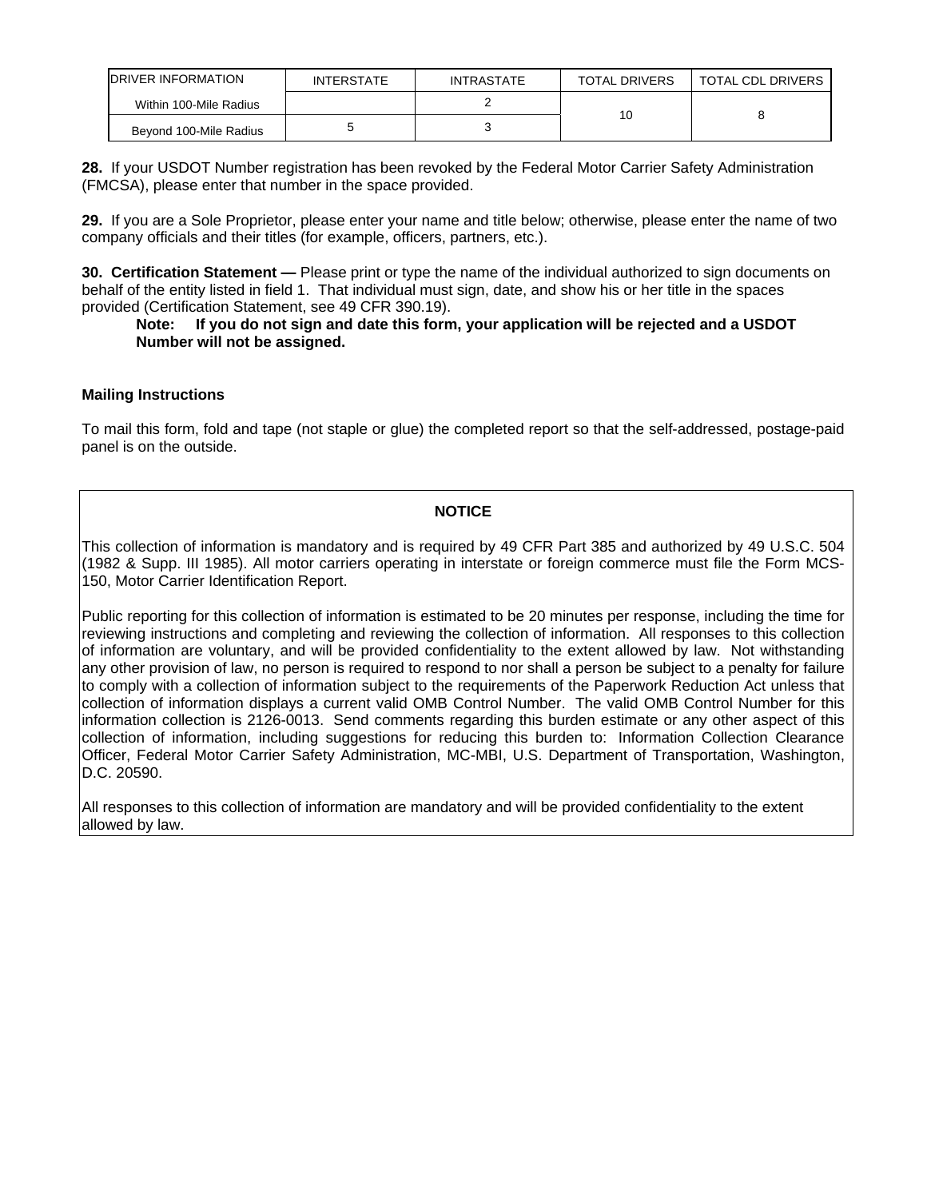| DRIVER INFORMATION | INTERSTATE | INTRASTATE | TOTAL DRIVERS | TOTAL CDL DRIVERS |
|---|---|---|---|---|
| Within 100-Mile Radius | | 2 | 10 | 8 |
| Beyond 100-Mile Radius | 5 | 3 | | |

**28.** If your USDOT Number registration has been revoked by the Federal Motor Carrier Safety Administration (FMCSA), please enter that number in the space provided.

**29.** If you are a Sole Proprietor, please enter your name and title below; otherwise, please enter the name of two company officials and their titles (for example, officers, partners, etc.).

**30. Certification Statement —** Please print or type the name of the individual authorized to sign documents on behalf of the entity listed in field 1. That individual must sign, date, and show his or her title in the spaces provided (Certification Statement, see 49 CFR 390.19).

**Note: If you do not sign and date this form, your application will be rejected and a USDOT Number will not be assigned.**

**Mailing Instructions**

To mail this form, fold and tape (not staple or glue) the completed report so that the self-addressed, postage-paid panel is on the outside.

**NOTICE**

This collection of information is mandatory and is required by 49 CFR Part 385 and authorized by 49 U.S.C. 504 (1982 & Supp. III 1985). All motor carriers operating in interstate or foreign commerce must file the Form MCS-150, Motor Carrier Identification Report.

Public reporting for this collection of information is estimated to be 20 minutes per response, including the time for reviewing instructions and completing and reviewing the collection of information. All responses to this collection of information are voluntary, and will be provided confidentiality to the extent allowed by law. Not withstanding any other provision of law, no person is required to respond to nor shall a person be subject to a penalty for failure to comply with a collection of information subject to the requirements of the Paperwork Reduction Act unless that collection of information displays a current valid OMB Control Number. The valid OMB Control Number for this information collection is 2126-0013. Send comments regarding this burden estimate or any other aspect of this collection of information, including suggestions for reducing this burden to: Information Collection Clearance Officer, Federal Motor Carrier Safety Administration, MC-MBI, U.S. Department of Transportation, Washington, D.C. 20590.

All responses to this collection of information are mandatory and will be provided confidentiality to the extent allowed by law.